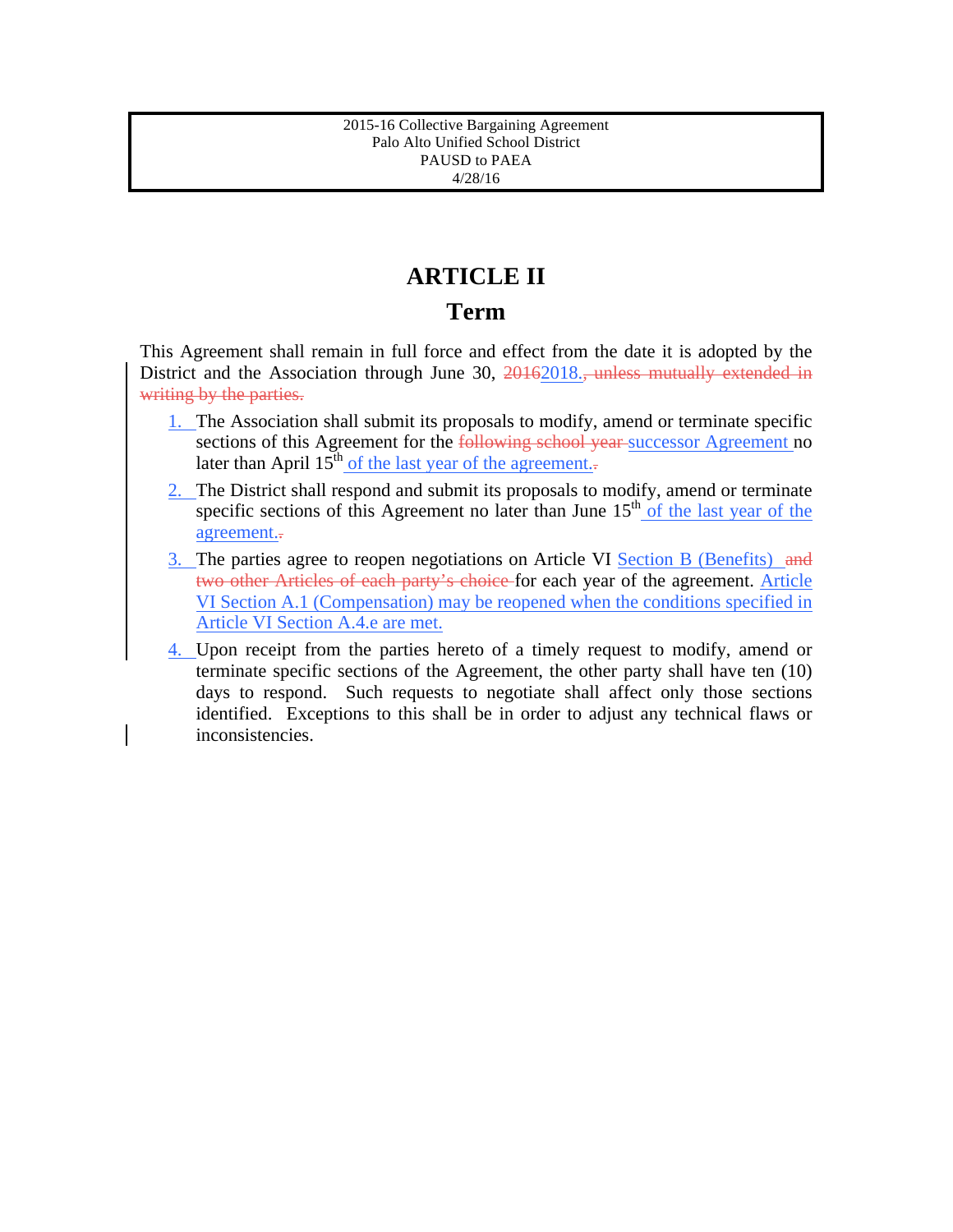# ARTICLE II

## Term

This Agreement shall remain in full force and effect from the date it is adopted by the District and the Association through June 30, ~~2016~~2018.~~, unless mutually extended in writing by the parties.~~

1. The Association shall submit its proposals to modify, amend or terminate specific sections of this Agreement for the ~~following school year~~ successor Agreement no later than April 15th of the last year of the agreement.~~.~~

2. The District shall respond and submit its proposals to modify, amend or terminate specific sections of this Agreement no later than June 15th of the last year of the agreement.~~.~~

3. The parties agree to reopen negotiations on Article VI Section B (Benefits) ~~and two other Articles of each party's choice~~ for each year of the agreement. Article VI Section A.1 (Compensation) may be reopened when the conditions specified in Article VI Section A.4.e are met.

4. Upon receipt from the parties hereto of a timely request to modify, amend or terminate specific sections of the Agreement, the other party shall have ten (10) days to respond. Such requests to negotiate shall affect only those sections identified. Exceptions to this shall be in order to adjust any technical flaws or inconsistencies.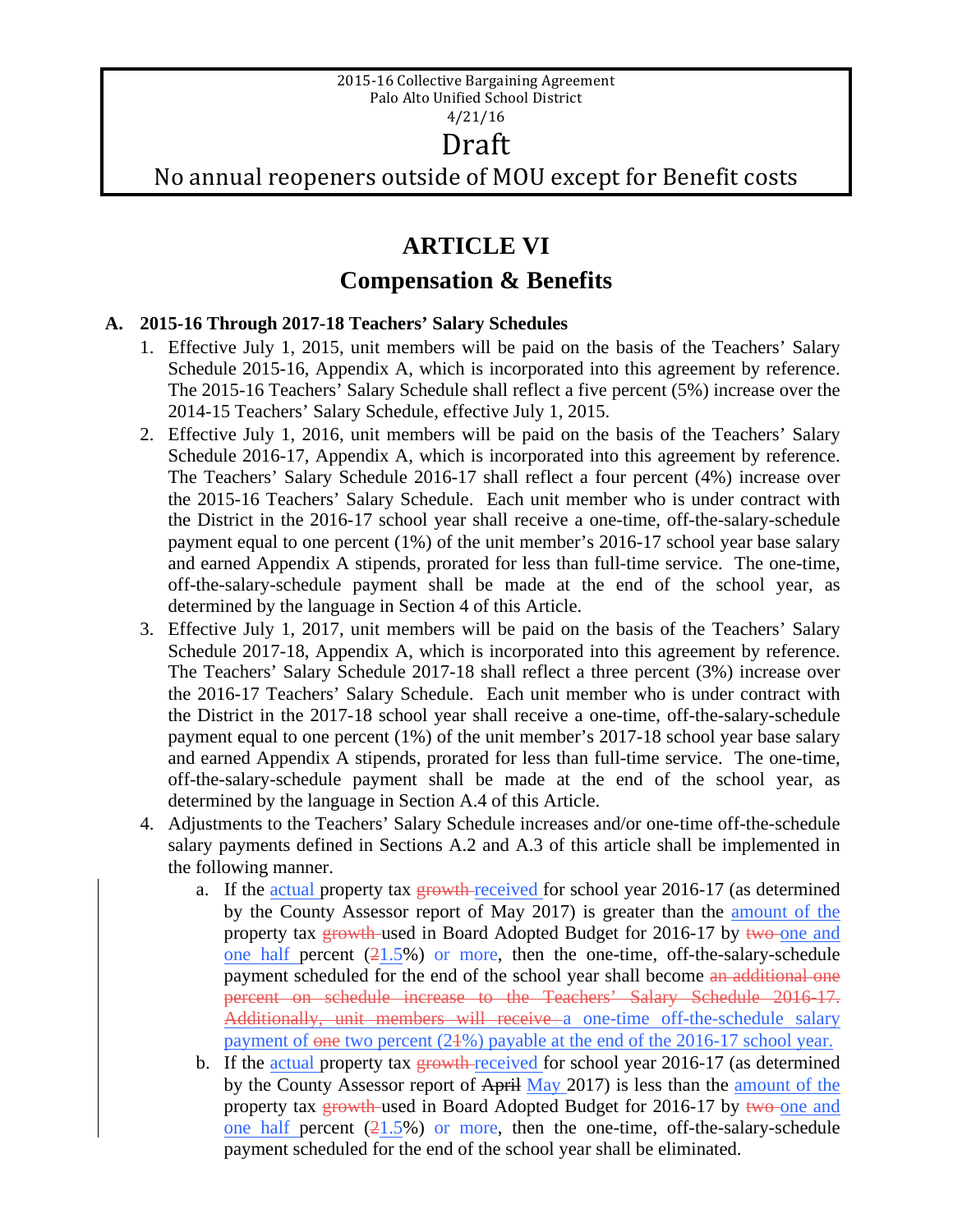2015-16 Collective Bargaining Agreement
Palo Alto Unified School District
4/21/16

Draft

No annual reopeners outside of MOU except for Benefit costs

# ARTICLE VI

## Compensation & Benefits

**A. 2015-16 Through 2017-18 Teachers' Salary Schedules**

1. Effective July 1, 2015, unit members will be paid on the basis of the Teachers' Salary Schedule 2015-16, Appendix A, which is incorporated into this agreement by reference. The 2015-16 Teachers' Salary Schedule shall reflect a five percent (5%) increase over the 2014-15 Teachers' Salary Schedule, effective July 1, 2015.
2. Effective July 1, 2016, unit members will be paid on the basis of the Teachers' Salary Schedule 2016-17, Appendix A, which is incorporated into this agreement by reference. The Teachers' Salary Schedule 2016-17 shall reflect a four percent (4%) increase over the 2015-16 Teachers' Salary Schedule. Each unit member who is under contract with the District in the 2016-17 school year shall receive a one-time, off-the-salary-schedule payment equal to one percent (1%) of the unit member's 2016-17 school year base salary and earned Appendix A stipends, prorated for less than full-time service. The one-time, off-the-salary-schedule payment shall be made at the end of the school year, as determined by the language in Section 4 of this Article.
3. Effective July 1, 2017, unit members will be paid on the basis of the Teachers' Salary Schedule 2017-18, Appendix A, which is incorporated into this agreement by reference. The Teachers' Salary Schedule 2017-18 shall reflect a three percent (3%) increase over the 2016-17 Teachers' Salary Schedule. Each unit member who is under contract with the District in the 2017-18 school year shall receive a one-time, off-the-salary-schedule payment equal to one percent (1%) of the unit member's 2017-18 school year base salary and earned Appendix A stipends, prorated for less than full-time service. The one-time, off-the-salary-schedule payment shall be made at the end of the school year, as determined by the language in Section A.4 of this Article.
4. Adjustments to the Teachers' Salary Schedule increases and/or one-time off-the-schedule salary payments defined in Sections A.2 and A.3 of this article shall be implemented in the following manner.
   a. If the actual property tax ~~growth~~ received for school year 2016-17 (as determined by the County Assessor report of May 2017) is greater than the amount of the property tax ~~growth~~ used in Board Adopted Budget for 2016-17 by ~~two~~ one and one half percent (~~2~~1.5%) or more, then the one-time, off-the-salary-schedule payment scheduled for the end of the school year shall become ~~an additional one percent on schedule increase to the Teachers' Salary Schedule 2016-17. Additionally, unit members will receive~~ a one-time off-the-schedule salary payment of ~~one~~ two percent (2~~1~~%) payable at the end of the 2016-17 school year.
   b. If the actual property tax ~~growth~~ received for school year 2016-17 (as determined by the County Assessor report of ~~April~~ May 2017) is less than the amount of the property tax ~~growth~~ used in Board Adopted Budget for 2016-17 by ~~two~~ one and one half percent (~~2~~1.5%) or more, then the one-time, off-the-salary-schedule payment scheduled for the end of the school year shall be eliminated.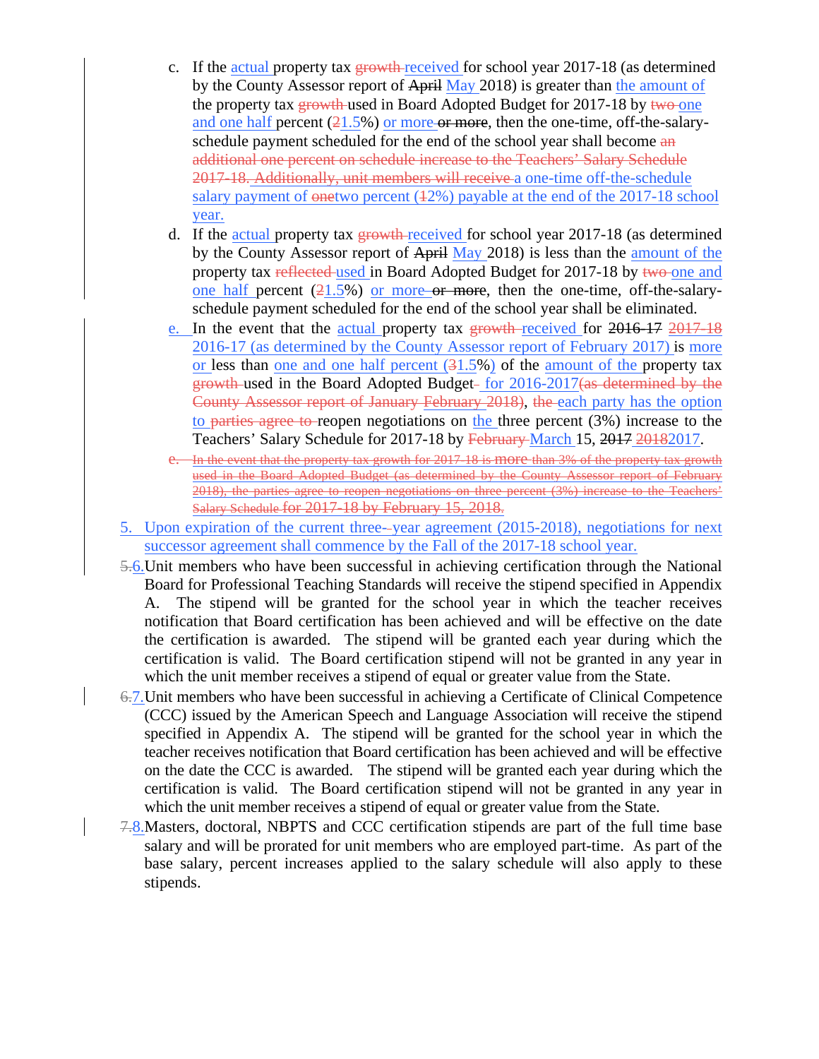c. If the actual property tax ~~growth~~ received for school year 2017-18 (as determined by the County Assessor report of ~~April~~ May 2018) is greater than the amount of the property tax ~~growth~~ used in Board Adopted Budget for 2017-18 by ~~two~~ one and one half percent (~~2~~1.5%) or more ~~or more~~, then the one-time, off-the-salary-schedule payment scheduled for the end of the school year shall become ~~an additional one percent on schedule increase to the Teachers' Salary Schedule 2017-18. Additionally, unit members will receive~~ a one-time off-the-schedule salary payment of ~~one~~two percent (~~1~~2%) payable at the end of the 2017-18 school year.

d. If the actual property tax ~~growth~~ received for school year 2017-18 (as determined by the County Assessor report of ~~April~~ May 2018) is less than the amount of the property tax ~~reflected~~ used in Board Adopted Budget for 2017-18 by ~~two~~ one and one half percent (~~2~~1.5%) or more ~~or more~~, then the one-time, off-the-salary-schedule payment scheduled for the end of the school year shall be eliminated.

e. In the event that the actual property tax ~~growth~~ received for ~~2016-17~~ ~~2017-18~~ 2016-17 (as determined by the County Assessor report of February 2017) is more or less than one and one half percent (~~3~~1.5%) of the amount of the property tax ~~growth~~ used in the Board Adopted Budget ~~-~~ for 2016-2017~~(as determined by the County Assessor report of January February 2018)~~, ~~the~~ each party has the option to ~~parties agree to~~ reopen negotiations on the three percent (3%) increase to the Teachers' Salary Schedule for 2017-18 by ~~February~~ March 15, ~~2017~~ ~~2018~~2017.

~~e. In the event that the property tax growth for 2017-18 is more than 3% of the property tax growth used in the Board Adopted Budget (as determined by the County Assessor report of February 2018), the parties agree to reopen negotiations on three percent (3%) increase to the Teachers' Salary Schedule for 2017-18 by February 15, 2018.~~

5. Upon expiration of the current three-year agreement (2015-2018), negotiations for next successor agreement shall commence by the Fall of the 2017-18 school year.

~~5.~~6. Unit members who have been successful in achieving certification through the National Board for Professional Teaching Standards will receive the stipend specified in Appendix A. The stipend will be granted for the school year in which the teacher receives notification that Board certification has been achieved and will be effective on the date the certification is awarded. The stipend will be granted each year during which the certification is valid. The Board certification stipend will not be granted in any year in which the unit member receives a stipend of equal or greater value from the State.

~~6.~~7. Unit members who have been successful in achieving a Certificate of Clinical Competence (CCC) issued by the American Speech and Language Association will receive the stipend specified in Appendix A. The stipend will be granted for the school year in which the teacher receives notification that Board certification has been achieved and will be effective on the date the CCC is awarded. The stipend will be granted each year during which the certification is valid. The Board certification stipend will not be granted in any year in which the unit member receives a stipend of equal or greater value from the State.

~~7.~~8. Masters, doctoral, NBPTS and CCC certification stipends are part of the full time base salary and will be prorated for unit members who are employed part-time. As part of the base salary, percent increases applied to the salary schedule will also apply to these stipends.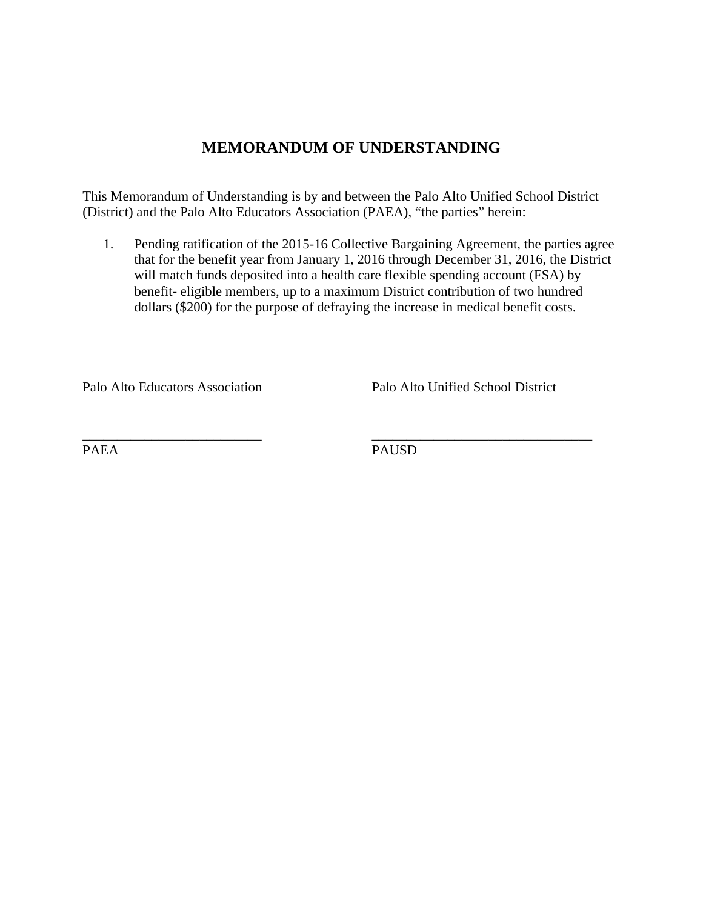# MEMORANDUM OF UNDERSTANDING

This Memorandum of Understanding is by and between the Palo Alto Unified School District (District) and the Palo Alto Educators Association (PAEA), "the parties" herein:

1. Pending ratification of the 2015-16 Collective Bargaining Agreement, the parties agree that for the benefit year from January 1, 2016 through December 31, 2016, the District will match funds deposited into a health care flexible spending account (FSA) by benefit- eligible members, up to a maximum District contribution of two hundred dollars ($200) for the purpose of defraying the increase in medical benefit costs.

| Palo Alto Educators Association | Palo Alto Unified School District |
| --- | --- |
| ___________________________ | _________________________________ |
| PAEA | PAUSD |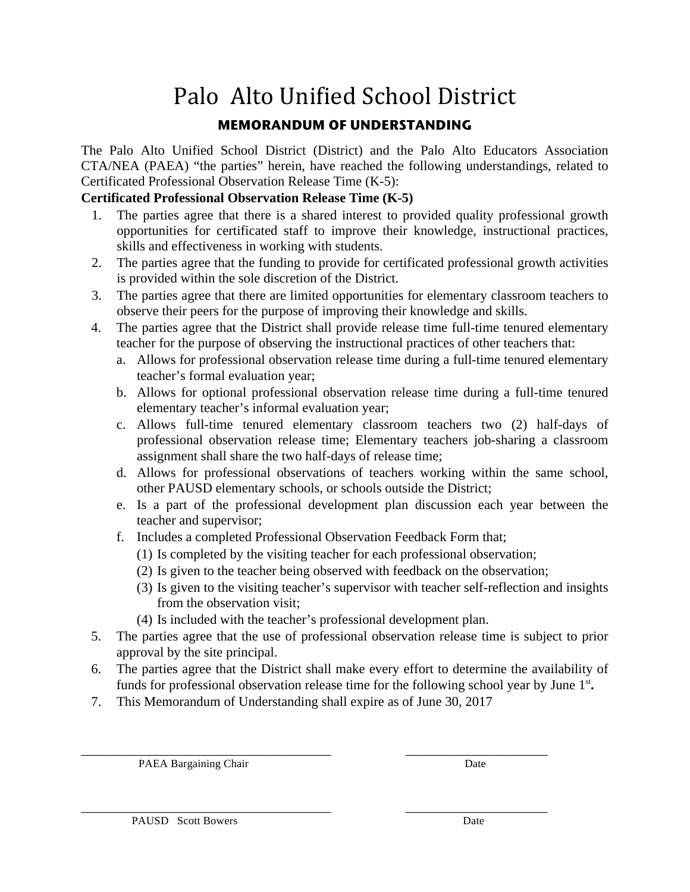# Palo Alto Unified School District

## MEMORANDUM OF UNDERSTANDING

The Palo Alto Unified School District (District) and the Palo Alto Educators Association CTA/NEA (PAEA) "the parties" herein, have reached the following understandings, related to Certificated Professional Observation Release Time (K-5):

**Certificated Professional Observation Release Time (K-5)**

1. The parties agree that there is a shared interest to provided quality professional growth opportunities for certificated staff to improve their knowledge, instructional practices, skills and effectiveness in working with students.
2. The parties agree that the funding to provide for certificated professional growth activities is provided within the sole discretion of the District.
3. The parties agree that there are limited opportunities for elementary classroom teachers to observe their peers for the purpose of improving their knowledge and skills.
4. The parties agree that the District shall provide release time full-time tenured elementary teacher for the purpose of observing the instructional practices of other teachers that:
   a. Allows for professional observation release time during a full-time tenured elementary teacher's formal evaluation year;
   b. Allows for optional professional observation release time during a full-time tenured elementary teacher's informal evaluation year;
   c. Allows full-time tenured elementary classroom teachers two (2) half-days of professional observation release time; Elementary teachers job-sharing a classroom assignment shall share the two half-days of release time;
   d. Allows for professional observations of teachers working within the same school, other PAUSD elementary schools, or schools outside the District;
   e. Is a part of the professional development plan discussion each year between the teacher and supervisor;
   f. Includes a completed Professional Observation Feedback Form that;
      (1) Is completed by the visiting teacher for each professional observation;
      (2) Is given to the teacher being observed with feedback on the observation;
      (3) Is given to the visiting teacher's supervisor with teacher self-reflection and insights from the observation visit;
      (4) Is included with the teacher's professional development plan.
5. The parties agree that the use of professional observation release time is subject to prior approval by the site principal.
6. The parties agree that the District shall make every effort to determine the availability of funds for professional observation release time for the following school year by June 1st**.**
7. This Memorandum of Understanding shall expire as of June 30, 2017

_______________________________________ _______________________
PAEA Bargaining Chair Date

_______________________________________ _______________________
PAUSD Scott Bowers Date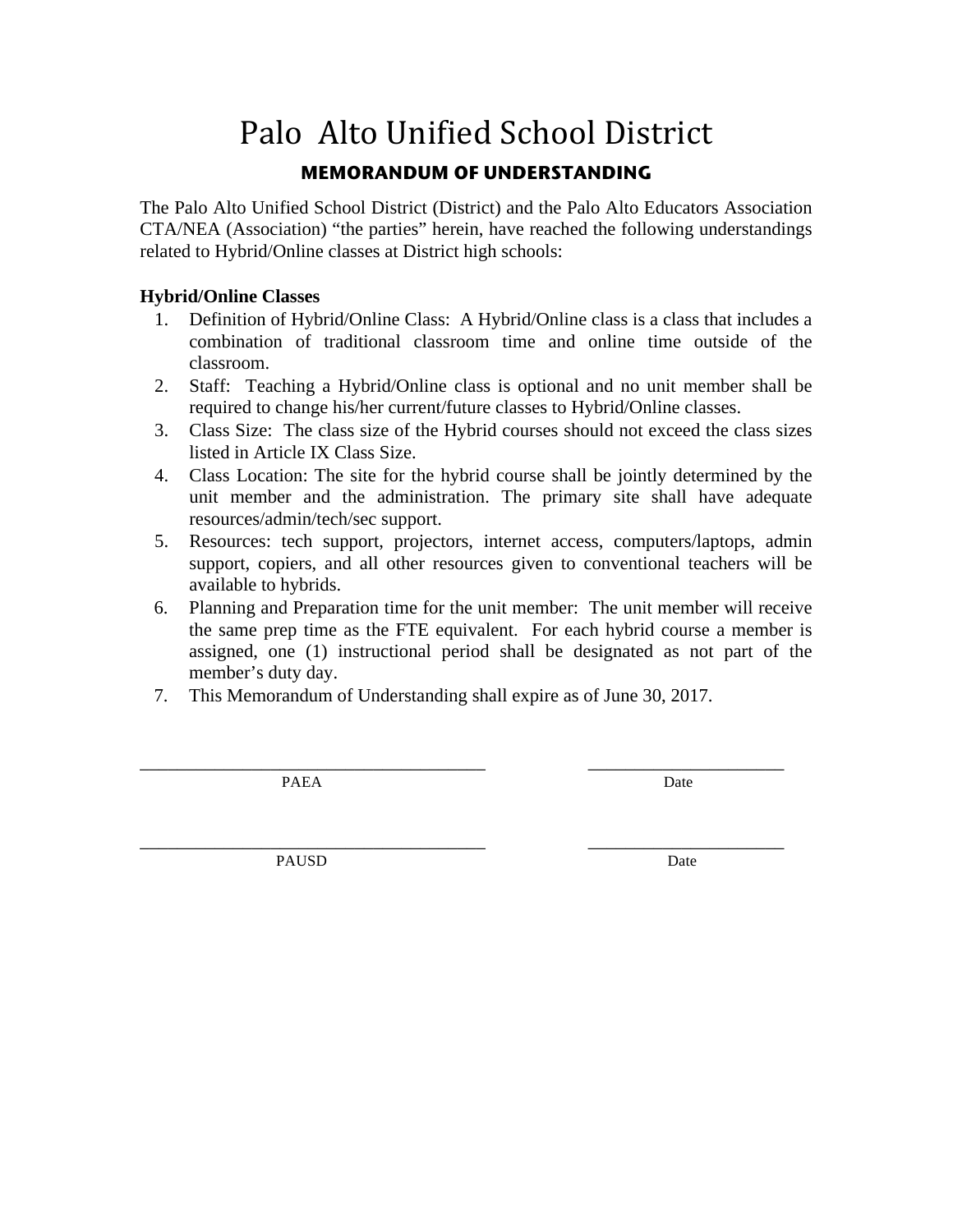# Palo Alto Unified School District

## MEMORANDUM OF UNDERSTANDING

The Palo Alto Unified School District (District) and the Palo Alto Educators Association CTA/NEA (Association) "the parties" herein, have reached the following understandings related to Hybrid/Online classes at District high schools:

**Hybrid/Online Classes**

1. Definition of Hybrid/Online Class: A Hybrid/Online class is a class that includes a combination of traditional classroom time and online time outside of the classroom.
2. Staff: Teaching a Hybrid/Online class is optional and no unit member shall be required to change his/her current/future classes to Hybrid/Online classes.
3. Class Size: The class size of the Hybrid courses should not exceed the class sizes listed in Article IX Class Size.
4. Class Location: The site for the hybrid course shall be jointly determined by the unit member and the administration. The primary site shall have adequate resources/admin/tech/sec support.
5. Resources: tech support, projectors, internet access, computers/laptops, admin support, copiers, and all other resources given to conventional teachers will be available to hybrids.
6. Planning and Preparation time for the unit member: The unit member will receive the same prep time as the FTE equivalent. For each hybrid course a member is assigned, one (1) instructional period shall be designated as not part of the member's duty day.
7. This Memorandum of Understanding shall expire as of June 30, 2017.

\_\_\_\_\_\_\_\_\_\_\_\_\_\_\_\_\_\_\_\_\_\_\_\_\_\_\_\_\_\_\_\_\_\_\_\_\_\_\_\_ \_\_\_\_\_\_\_\_\_\_\_\_\_\_\_\_\_\_\_\_\_\_\_\_
PAEA Date

\_\_\_\_\_\_\_\_\_\_\_\_\_\_\_\_\_\_\_\_\_\_\_\_\_\_\_\_\_\_\_\_\_\_\_\_\_\_\_\_ \_\_\_\_\_\_\_\_\_\_\_\_\_\_\_\_\_\_\_\_\_\_\_\_
PAUSD Date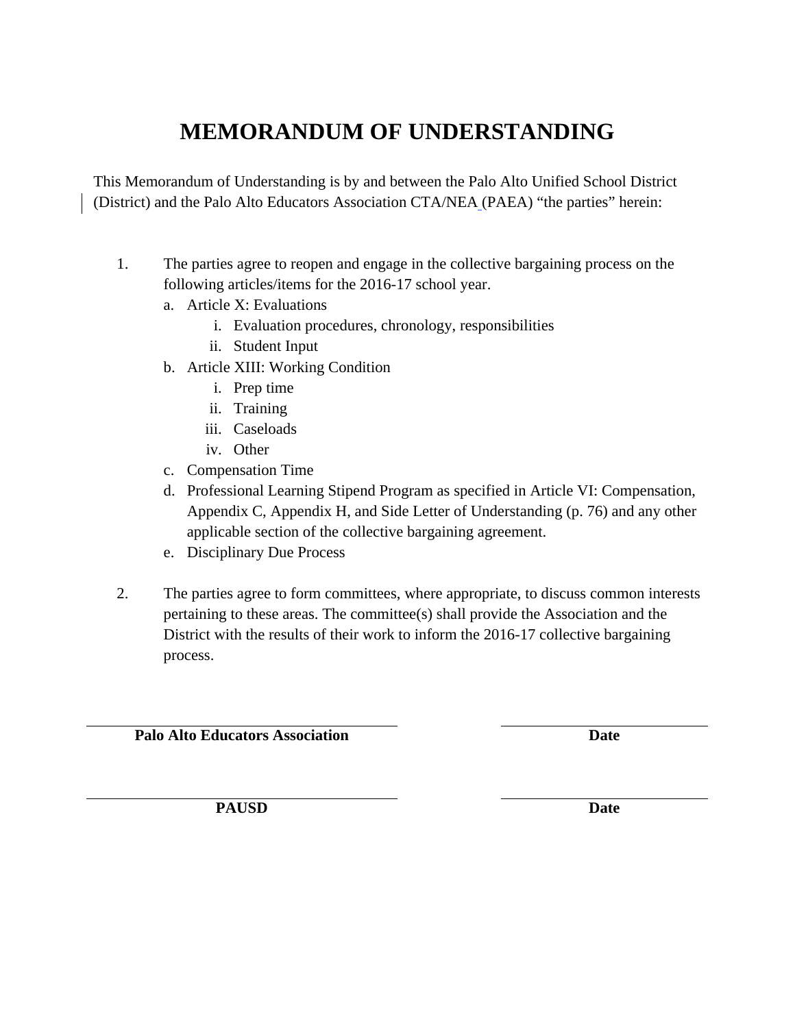# MEMORANDUM OF UNDERSTANDING

This Memorandum of Understanding is by and between the Palo Alto Unified School District (District) and the Palo Alto Educators Association CTA/NEA (PAEA) "the parties" herein:

1. The parties agree to reopen and engage in the collective bargaining process on the following articles/items for the 2016-17 school year.
   a. Article X: Evaluations
      i. Evaluation procedures, chronology, responsibilities
      ii. Student Input
   b. Article XIII: Working Condition
      i. Prep time
      ii. Training
      iii. Caseloads
      iv. Other
   c. Compensation Time
   d. Professional Learning Stipend Program as specified in Article VI: Compensation, Appendix C, Appendix H, and Side Letter of Understanding (p. 76) and any other applicable section of the collective bargaining agreement.
   e. Disciplinary Due Process

2. The parties agree to form committees, where appropriate, to discuss common interests pertaining to these areas. The committee(s) shall provide the Association and the District with the results of their work to inform the 2016-17 collective bargaining process.

______________________________ ______________________________
**Palo Alto Educators Association** **Date**

______________________________ ______________________________
**PAUSD** **Date**